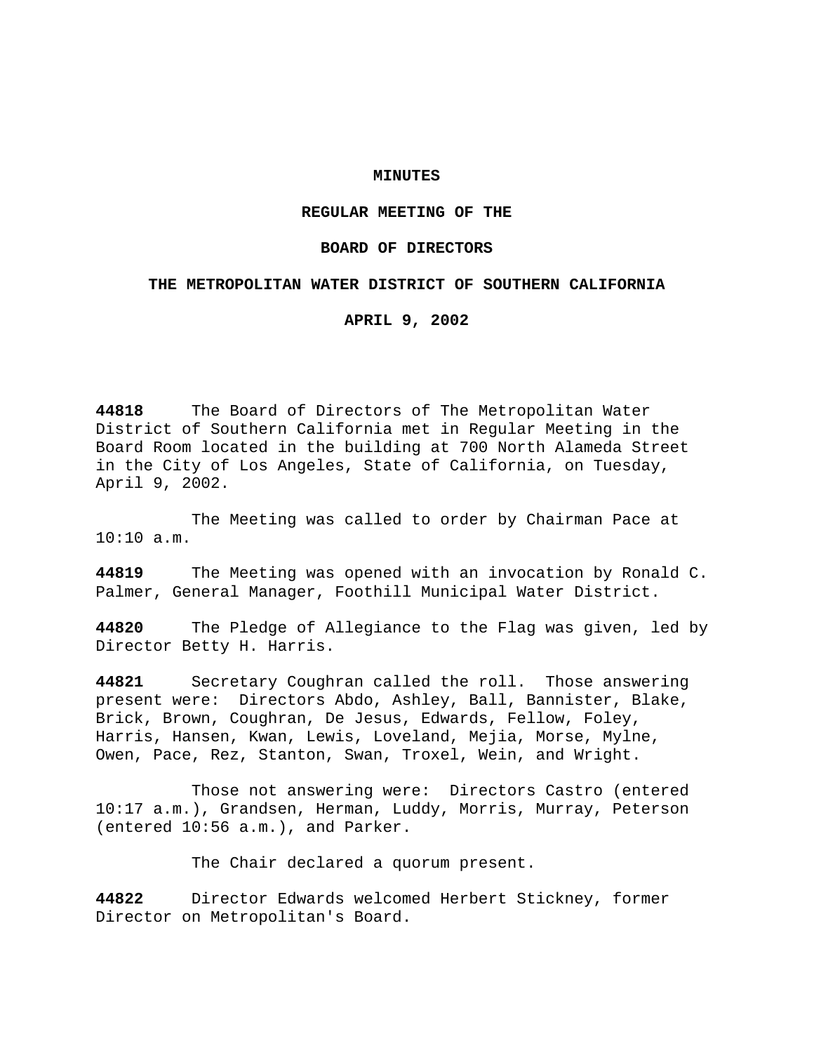**MINUTES**

**REGULAR MEETING OF THE**

**BOARD OF DIRECTORS**

**THE METROPOLITAN WATER DISTRICT OF SOUTHERN CALIFORNIA**

**APRIL 9, 2002**

**44818** The Board of Directors of The Metropolitan Water District of Southern California met in Regular Meeting in the Board Room located in the building at 700 North Alameda Street in the City of Los Angeles, State of California, on Tuesday, April 9, 2002.

The Meeting was called to order by Chairman Pace at 10:10 a.m.

**44819** The Meeting was opened with an invocation by Ronald C. Palmer, General Manager, Foothill Municipal Water District.

**44820** The Pledge of Allegiance to the Flag was given, led by Director Betty H. Harris.

**44821** Secretary Coughran called the roll. Those answering present were: Directors Abdo, Ashley, Ball, Bannister, Blake, Brick, Brown, Coughran, De Jesus, Edwards, Fellow, Foley, Harris, Hansen, Kwan, Lewis, Loveland, Mejia, Morse, Mylne, Owen, Pace, Rez, Stanton, Swan, Troxel, Wein, and Wright.

Those not answering were: Directors Castro (entered 10:17 a.m.), Grandsen, Herman, Luddy, Morris, Murray, Peterson (entered 10:56 a.m.), and Parker.

The Chair declared a quorum present.

**44822** Director Edwards welcomed Herbert Stickney, former Director on Metropolitan's Board.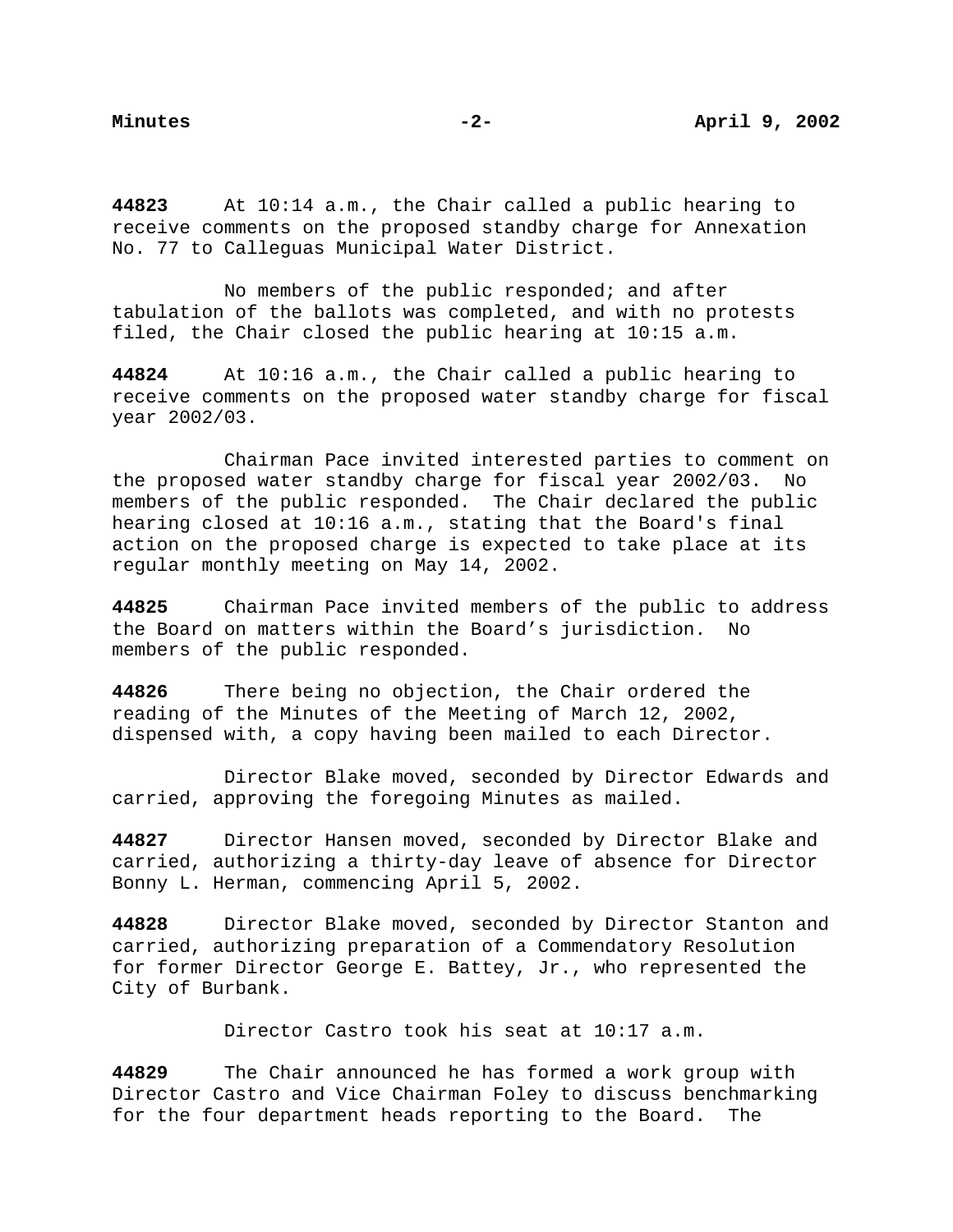**44823** At 10:14 a.m., the Chair called a public hearing to receive comments on the proposed standby charge for Annexation No. 77 to Calleguas Municipal Water District.

No members of the public responded; and after tabulation of the ballots was completed, and with no protests filed, the Chair closed the public hearing at 10:15 a.m.

**44824** At 10:16 a.m., the Chair called a public hearing to receive comments on the proposed water standby charge for fiscal year 2002/03.

Chairman Pace invited interested parties to comment on the proposed water standby charge for fiscal year 2002/03. No members of the public responded. The Chair declared the public hearing closed at 10:16 a.m., stating that the Board's final action on the proposed charge is expected to take place at its regular monthly meeting on May 14, 2002.

**44825** Chairman Pace invited members of the public to address the Board on matters within the Board's jurisdiction. No members of the public responded.

**44826** There being no objection, the Chair ordered the reading of the Minutes of the Meeting of March 12, 2002, dispensed with, a copy having been mailed to each Director.

Director Blake moved, seconded by Director Edwards and carried, approving the foregoing Minutes as mailed.

**44827** Director Hansen moved, seconded by Director Blake and carried, authorizing a thirty-day leave of absence for Director Bonny L. Herman, commencing April 5, 2002.

**44828** Director Blake moved, seconded by Director Stanton and carried, authorizing preparation of a Commendatory Resolution for former Director George E. Battey, Jr., who represented the City of Burbank.

Director Castro took his seat at 10:17 a.m.

**44829** The Chair announced he has formed a work group with Director Castro and Vice Chairman Foley to discuss benchmarking for the four department heads reporting to the Board. The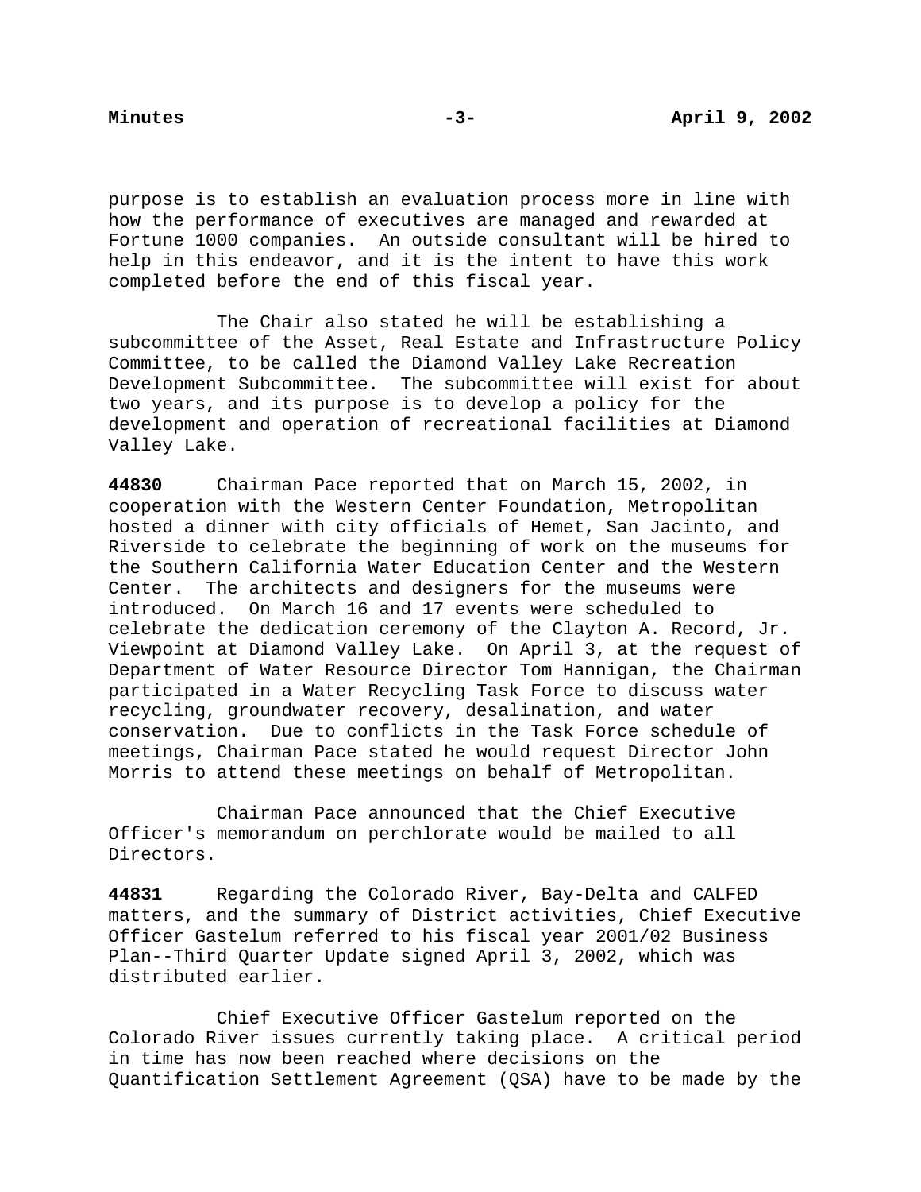purpose is to establish an evaluation process more in line with how the performance of executives are managed and rewarded at Fortune 1000 companies. An outside consultant will be hired to help in this endeavor, and it is the intent to have this work completed before the end of this fiscal year.

The Chair also stated he will be establishing a subcommittee of the Asset, Real Estate and Infrastructure Policy Committee, to be called the Diamond Valley Lake Recreation Development Subcommittee. The subcommittee will exist for about two years, and its purpose is to develop a policy for the development and operation of recreational facilities at Diamond Valley Lake.

**44830** Chairman Pace reported that on March 15, 2002, in cooperation with the Western Center Foundation, Metropolitan hosted a dinner with city officials of Hemet, San Jacinto, and Riverside to celebrate the beginning of work on the museums for the Southern California Water Education Center and the Western Center. The architects and designers for the museums were introduced. On March 16 and 17 events were scheduled to celebrate the dedication ceremony of the Clayton A. Record, Jr. Viewpoint at Diamond Valley Lake. On April 3, at the request of Department of Water Resource Director Tom Hannigan, the Chairman participated in a Water Recycling Task Force to discuss water recycling, groundwater recovery, desalination, and water conservation. Due to conflicts in the Task Force schedule of meetings, Chairman Pace stated he would request Director John Morris to attend these meetings on behalf of Metropolitan.

Chairman Pace announced that the Chief Executive Officer's memorandum on perchlorate would be mailed to all Directors.

**44831** Regarding the Colorado River, Bay-Delta and CALFED matters, and the summary of District activities, Chief Executive Officer Gastelum referred to his fiscal year 2001/02 Business Plan--Third Quarter Update signed April 3, 2002, which was distributed earlier.

Chief Executive Officer Gastelum reported on the Colorado River issues currently taking place. A critical period in time has now been reached where decisions on the Quantification Settlement Agreement (QSA) have to be made by the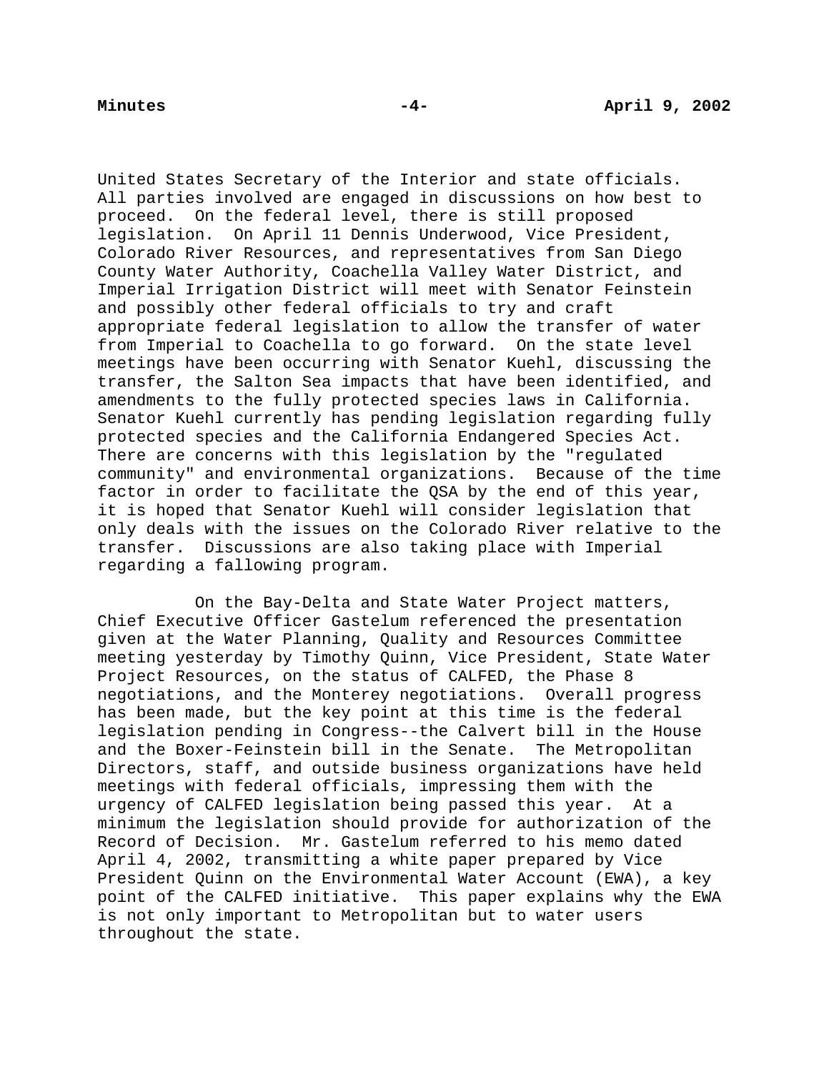United States Secretary of the Interior and state officials. All parties involved are engaged in discussions on how best to proceed. On the federal level, there is still proposed legislation. On April 11 Dennis Underwood, Vice President, Colorado River Resources, and representatives from San Diego County Water Authority, Coachella Valley Water District, and Imperial Irrigation District will meet with Senator Feinstein and possibly other federal officials to try and craft appropriate federal legislation to allow the transfer of water from Imperial to Coachella to go forward. On the state level meetings have been occurring with Senator Kuehl, discussing the transfer, the Salton Sea impacts that have been identified, and amendments to the fully protected species laws in California. Senator Kuehl currently has pending legislation regarding fully protected species and the California Endangered Species Act. There are concerns with this legislation by the "regulated community" and environmental organizations. Because of the time factor in order to facilitate the QSA by the end of this year, it is hoped that Senator Kuehl will consider legislation that only deals with the issues on the Colorado River relative to the transfer. Discussions are also taking place with Imperial regarding a fallowing program.

On the Bay-Delta and State Water Project matters, Chief Executive Officer Gastelum referenced the presentation given at the Water Planning, Quality and Resources Committee meeting yesterday by Timothy Quinn, Vice President, State Water Project Resources, on the status of CALFED, the Phase 8 negotiations, and the Monterey negotiations. Overall progress has been made, but the key point at this time is the federal legislation pending in Congress--the Calvert bill in the House and the Boxer-Feinstein bill in the Senate. The Metropolitan Directors, staff, and outside business organizations have held meetings with federal officials, impressing them with the urgency of CALFED legislation being passed this year. At a minimum the legislation should provide for authorization of the Record of Decision. Mr. Gastelum referred to his memo dated April 4, 2002, transmitting a white paper prepared by Vice President Quinn on the Environmental Water Account (EWA), a key point of the CALFED initiative. This paper explains why the EWA is not only important to Metropolitan but to water users throughout the state.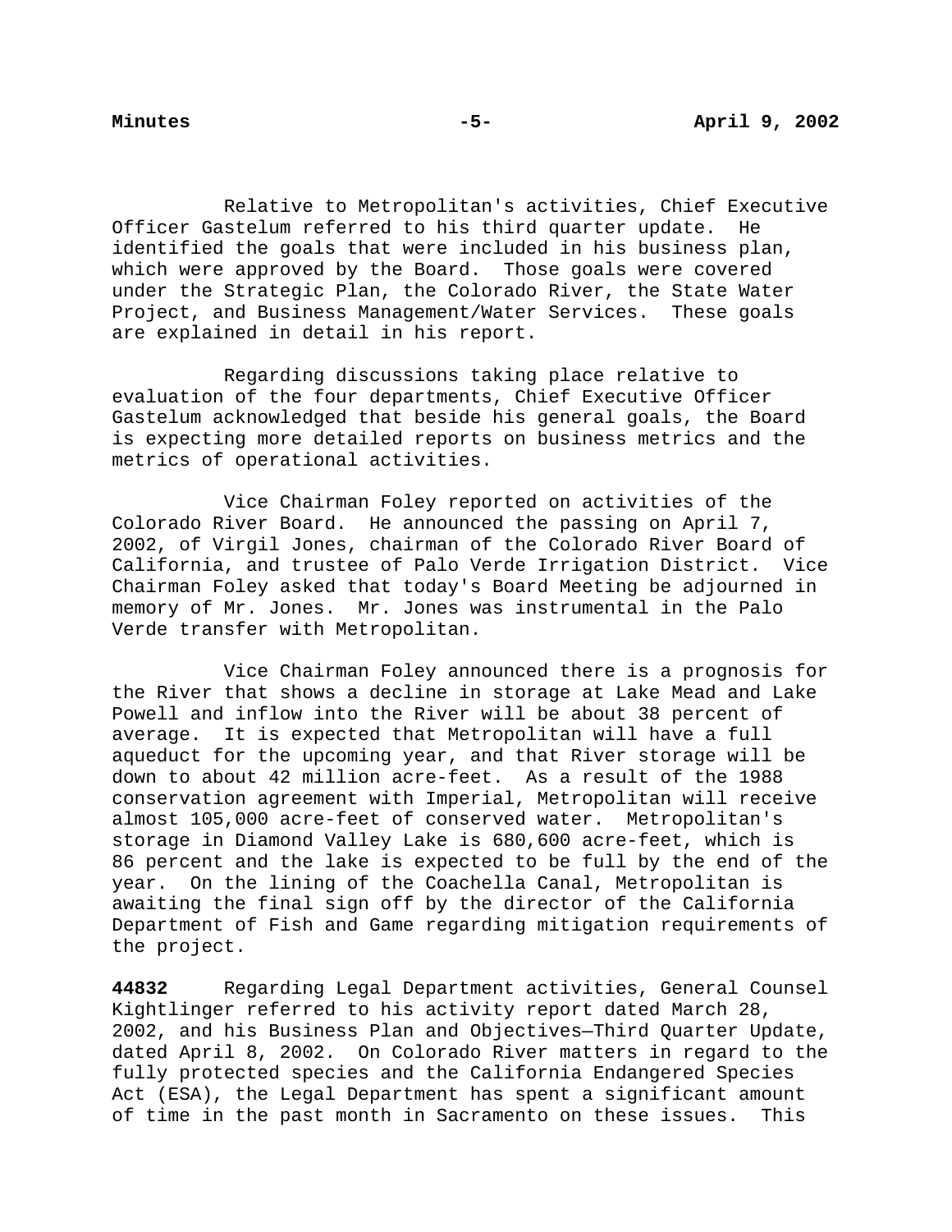Relative to Metropolitan's activities, Chief Executive Officer Gastelum referred to his third quarter update. He identified the goals that were included in his business plan, which were approved by the Board. Those goals were covered under the Strategic Plan, the Colorado River, the State Water Project, and Business Management/Water Services. These goals are explained in detail in his report.

Regarding discussions taking place relative to evaluation of the four departments, Chief Executive Officer Gastelum acknowledged that beside his general goals, the Board is expecting more detailed reports on business metrics and the metrics of operational activities.

Vice Chairman Foley reported on activities of the Colorado River Board. He announced the passing on April 7, 2002, of Virgil Jones, chairman of the Colorado River Board of California, and trustee of Palo Verde Irrigation District. Vice Chairman Foley asked that today's Board Meeting be adjourned in memory of Mr. Jones. Mr. Jones was instrumental in the Palo Verde transfer with Metropolitan.

Vice Chairman Foley announced there is a prognosis for the River that shows a decline in storage at Lake Mead and Lake Powell and inflow into the River will be about 38 percent of average. It is expected that Metropolitan will have a full aqueduct for the upcoming year, and that River storage will be down to about 42 million acre-feet. As a result of the 1988 conservation agreement with Imperial, Metropolitan will receive almost 105,000 acre-feet of conserved water. Metropolitan's storage in Diamond Valley Lake is 680,600 acre-feet, which is 86 percent and the lake is expected to be full by the end of the year. On the lining of the Coachella Canal, Metropolitan is awaiting the final sign off by the director of the California Department of Fish and Game regarding mitigation requirements of the project.

**44832** Regarding Legal Department activities, General Counsel Kightlinger referred to his activity report dated March 28, 2002, and his Business Plan and Objectives—Third Quarter Update, dated April 8, 2002. On Colorado River matters in regard to the fully protected species and the California Endangered Species Act (ESA), the Legal Department has spent a significant amount of time in the past month in Sacramento on these issues. This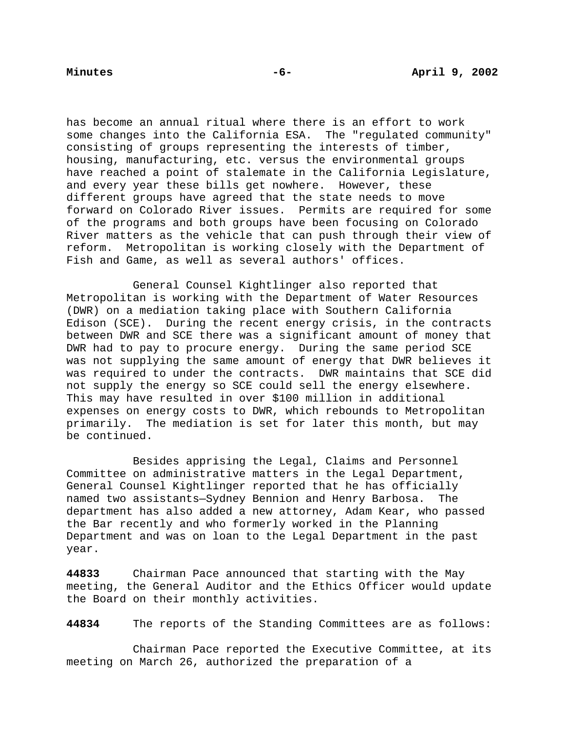has become an annual ritual where there is an effort to work some changes into the California ESA. The "regulated community" consisting of groups representing the interests of timber, housing, manufacturing, etc. versus the environmental groups have reached a point of stalemate in the California Legislature, and every year these bills get nowhere. However, these different groups have agreed that the state needs to move forward on Colorado River issues. Permits are required for some of the programs and both groups have been focusing on Colorado River matters as the vehicle that can push through their view of reform. Metropolitan is working closely with the Department of Fish and Game, as well as several authors' offices.

General Counsel Kightlinger also reported that Metropolitan is working with the Department of Water Resources (DWR) on a mediation taking place with Southern California Edison (SCE). During the recent energy crisis, in the contracts between DWR and SCE there was a significant amount of money that DWR had to pay to procure energy. During the same period SCE was not supplying the same amount of energy that DWR believes it was required to under the contracts. DWR maintains that SCE did not supply the energy so SCE could sell the energy elsewhere. This may have resulted in over $100 million in additional expenses on energy costs to DWR, which rebounds to Metropolitan primarily. The mediation is set for later this month, but may be continued.

Besides apprising the Legal, Claims and Personnel Committee on administrative matters in the Legal Department, General Counsel Kightlinger reported that he has officially named two assistants—Sydney Bennion and Henry Barbosa. The department has also added a new attorney, Adam Kear, who passed the Bar recently and who formerly worked in the Planning Department and was on loan to the Legal Department in the past year.

**44833** Chairman Pace announced that starting with the May meeting, the General Auditor and the Ethics Officer would update the Board on their monthly activities.

**44834** The reports of the Standing Committees are as follows:

Chairman Pace reported the Executive Committee, at its meeting on March 26, authorized the preparation of a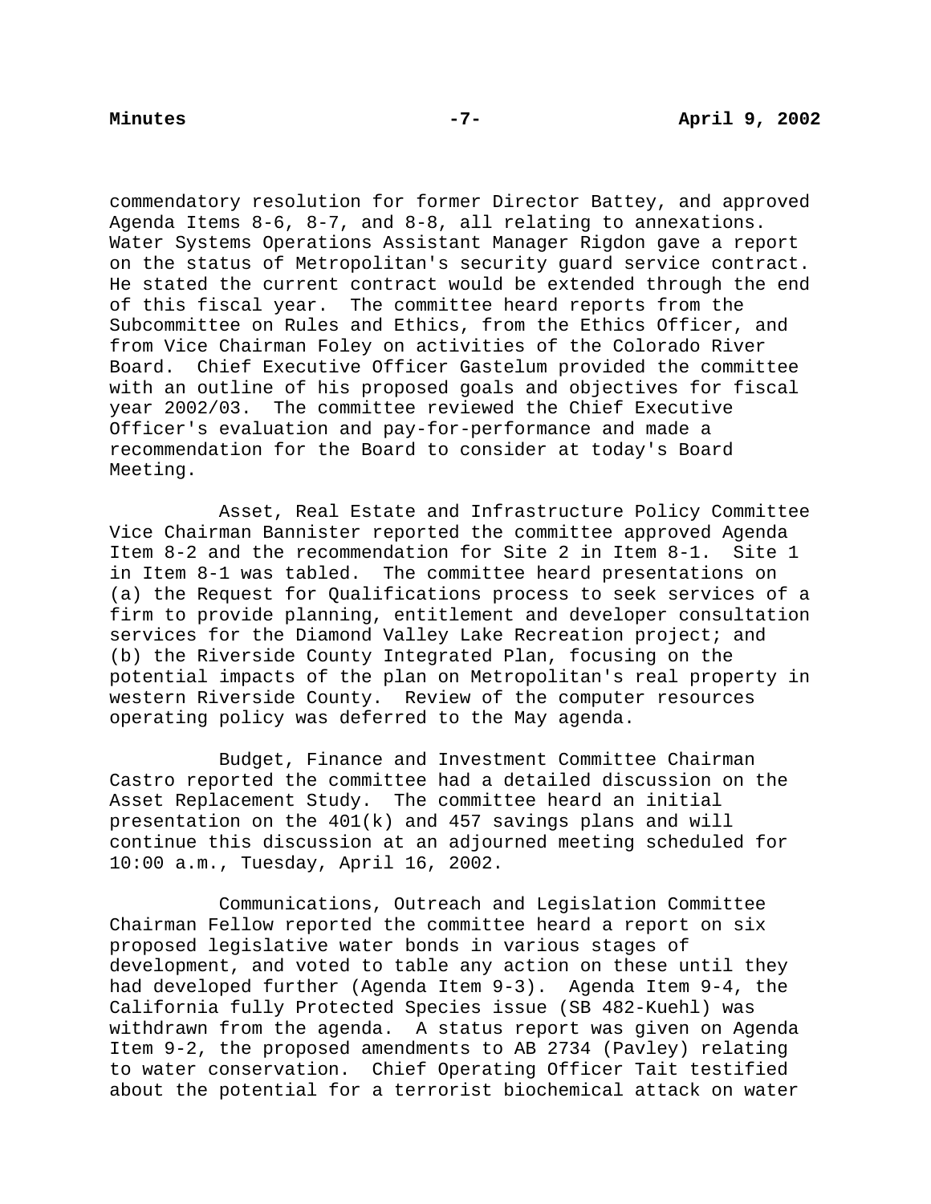commendatory resolution for former Director Battey, and approved Agenda Items 8-6, 8-7, and 8-8, all relating to annexations. Water Systems Operations Assistant Manager Rigdon gave a report on the status of Metropolitan's security guard service contract. He stated the current contract would be extended through the end of this fiscal year. The committee heard reports from the Subcommittee on Rules and Ethics, from the Ethics Officer, and from Vice Chairman Foley on activities of the Colorado River Board. Chief Executive Officer Gastelum provided the committee with an outline of his proposed goals and objectives for fiscal year 2002/03. The committee reviewed the Chief Executive Officer's evaluation and pay-for-performance and made a recommendation for the Board to consider at today's Board Meeting.

Asset, Real Estate and Infrastructure Policy Committee Vice Chairman Bannister reported the committee approved Agenda Item 8-2 and the recommendation for Site 2 in Item 8-1. Site 1 in Item 8-1 was tabled. The committee heard presentations on (a) the Request for Qualifications process to seek services of a firm to provide planning, entitlement and developer consultation services for the Diamond Valley Lake Recreation project; and (b) the Riverside County Integrated Plan, focusing on the potential impacts of the plan on Metropolitan's real property in western Riverside County. Review of the computer resources operating policy was deferred to the May agenda.

Budget, Finance and Investment Committee Chairman Castro reported the committee had a detailed discussion on the Asset Replacement Study. The committee heard an initial presentation on the 401(k) and 457 savings plans and will continue this discussion at an adjourned meeting scheduled for 10:00 a.m., Tuesday, April 16, 2002.

Communications, Outreach and Legislation Committee Chairman Fellow reported the committee heard a report on six proposed legislative water bonds in various stages of development, and voted to table any action on these until they had developed further (Agenda Item 9-3). Agenda Item 9-4, the California fully Protected Species issue (SB 482-Kuehl) was withdrawn from the agenda. A status report was given on Agenda Item 9-2, the proposed amendments to AB 2734 (Pavley) relating to water conservation. Chief Operating Officer Tait testified about the potential for a terrorist biochemical attack on water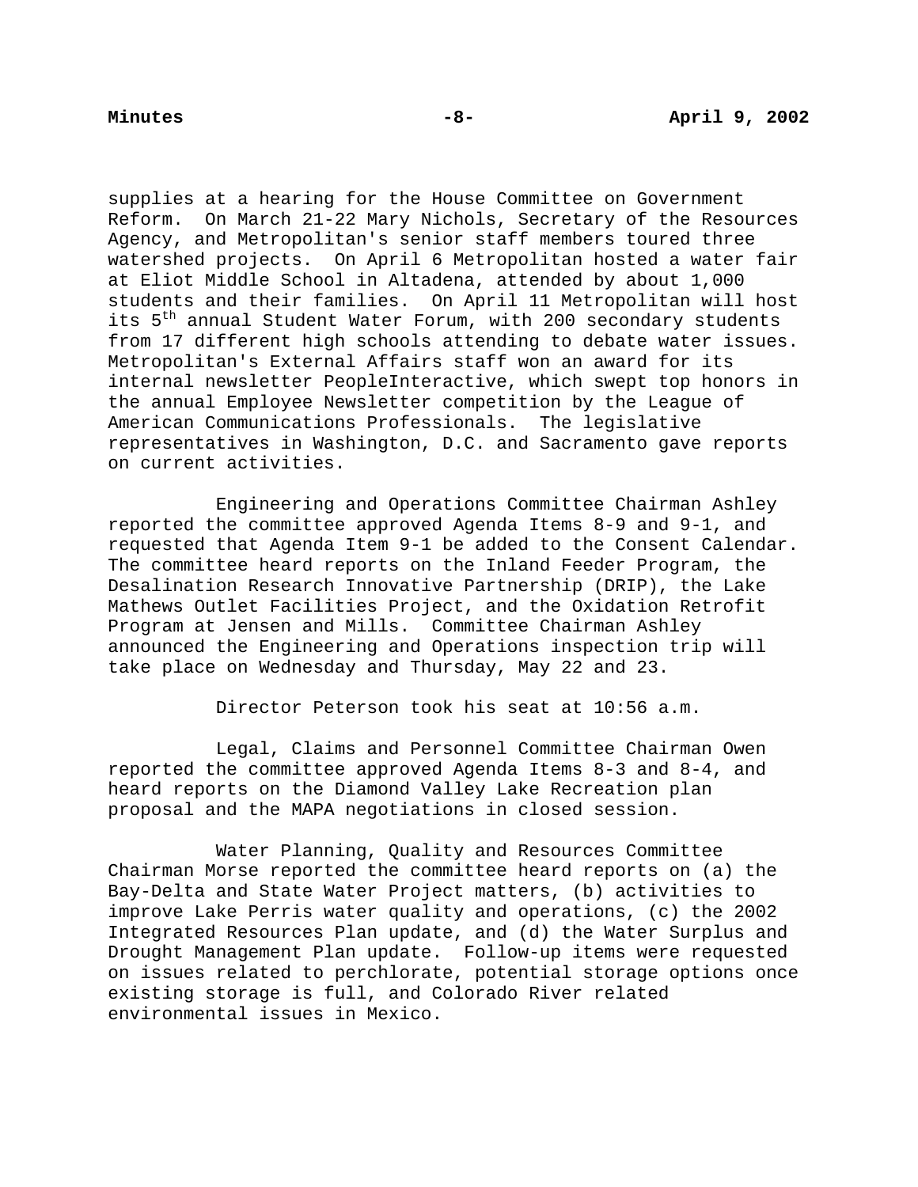supplies at a hearing for the House Committee on Government Reform. On March 21-22 Mary Nichols, Secretary of the Resources Agency, and Metropolitan's senior staff members toured three watershed projects. On April 6 Metropolitan hosted a water fair at Eliot Middle School in Altadena, attended by about 1,000 students and their families. On April 11 Metropolitan will host its 5th annual Student Water Forum, with 200 secondary students from 17 different high schools attending to debate water issues. Metropolitan's External Affairs staff won an award for its internal newsletter PeopleInteractive, which swept top honors in the annual Employee Newsletter competition by the League of American Communications Professionals. The legislative representatives in Washington, D.C. and Sacramento gave reports on current activities.

Engineering and Operations Committee Chairman Ashley reported the committee approved Agenda Items 8-9 and 9-1, and requested that Agenda Item 9-1 be added to the Consent Calendar. The committee heard reports on the Inland Feeder Program, the Desalination Research Innovative Partnership (DRIP), the Lake Mathews Outlet Facilities Project, and the Oxidation Retrofit Program at Jensen and Mills. Committee Chairman Ashley announced the Engineering and Operations inspection trip will take place on Wednesday and Thursday, May 22 and 23.

Director Peterson took his seat at 10:56 a.m.

Legal, Claims and Personnel Committee Chairman Owen reported the committee approved Agenda Items 8-3 and 8-4, and heard reports on the Diamond Valley Lake Recreation plan proposal and the MAPA negotiations in closed session.

Water Planning, Quality and Resources Committee Chairman Morse reported the committee heard reports on (a) the Bay-Delta and State Water Project matters, (b) activities to improve Lake Perris water quality and operations, (c) the 2002 Integrated Resources Plan update, and (d) the Water Surplus and Drought Management Plan update. Follow-up items were requested on issues related to perchlorate, potential storage options once existing storage is full, and Colorado River related environmental issues in Mexico.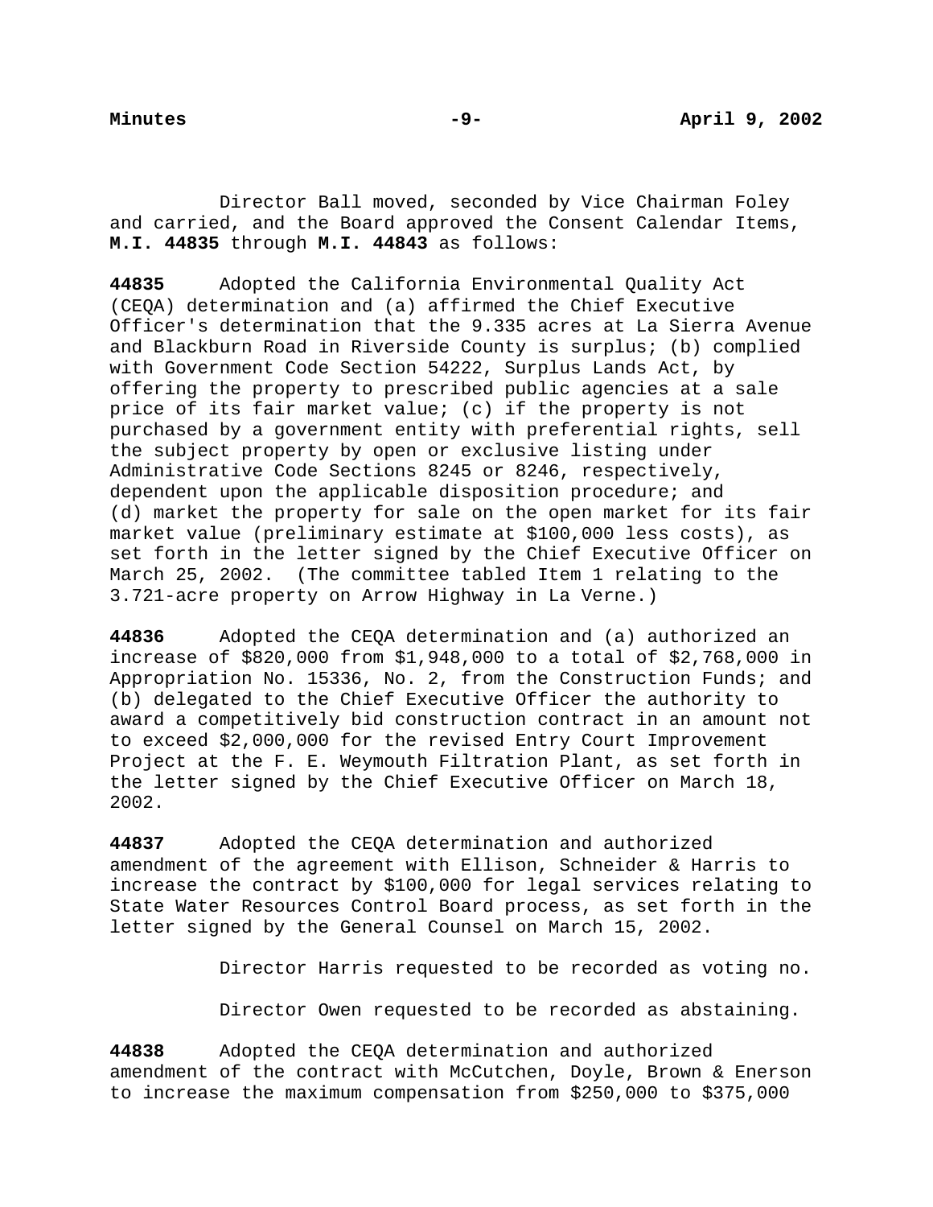Director Ball moved, seconded by Vice Chairman Foley and carried, and the Board approved the Consent Calendar Items, **M.I. 44835** through **M.I. 44843** as follows:

**44835** Adopted the California Environmental Quality Act (CEQA) determination and (a) affirmed the Chief Executive Officer's determination that the 9.335 acres at La Sierra Avenue and Blackburn Road in Riverside County is surplus; (b) complied with Government Code Section 54222, Surplus Lands Act, by offering the property to prescribed public agencies at a sale price of its fair market value; (c) if the property is not purchased by a government entity with preferential rights, sell the subject property by open or exclusive listing under Administrative Code Sections 8245 or 8246, respectively, dependent upon the applicable disposition procedure; and (d) market the property for sale on the open market for its fair market value (preliminary estimate at $100,000 less costs), as set forth in the letter signed by the Chief Executive Officer on March 25, 2002. (The committee tabled Item 1 relating to the 3.721-acre property on Arrow Highway in La Verne.)

**44836** Adopted the CEQA determination and (a) authorized an increase of $820,000 from $1,948,000 to a total of $2,768,000 in Appropriation No. 15336, No. 2, from the Construction Funds; and (b) delegated to the Chief Executive Officer the authority to award a competitively bid construction contract in an amount not to exceed $2,000,000 for the revised Entry Court Improvement Project at the F. E. Weymouth Filtration Plant, as set forth in the letter signed by the Chief Executive Officer on March 18, 2002.

**44837** Adopted the CEQA determination and authorized amendment of the agreement with Ellison, Schneider & Harris to increase the contract by $100,000 for legal services relating to State Water Resources Control Board process, as set forth in the letter signed by the General Counsel on March 15, 2002.

Director Harris requested to be recorded as voting no.

Director Owen requested to be recorded as abstaining.

**44838** Adopted the CEQA determination and authorized amendment of the contract with McCutchen, Doyle, Brown & Enerson to increase the maximum compensation from $250,000 to $375,000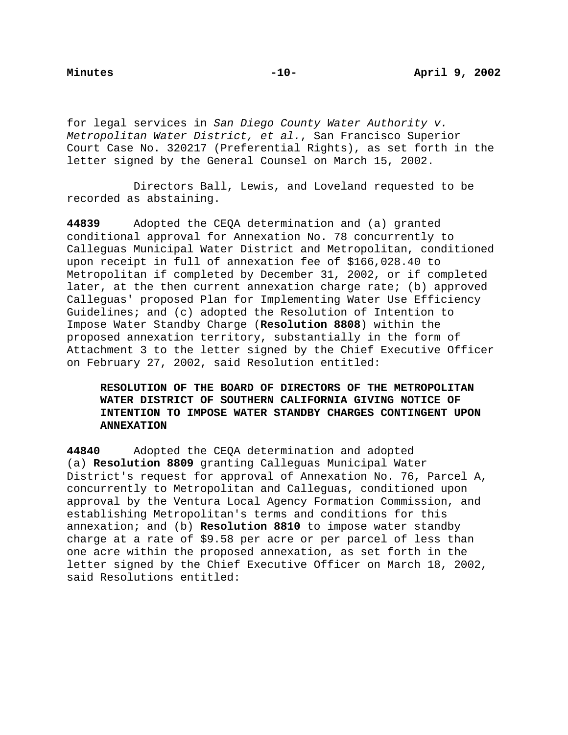for legal services in *San Diego County Water Authority v. Metropolitan Water District, et al.*, San Francisco Superior Court Case No. 320217 (Preferential Rights), as set forth in the letter signed by the General Counsel on March 15, 2002.

Directors Ball, Lewis, and Loveland requested to be recorded as abstaining.

**44839** Adopted the CEQA determination and (a) granted conditional approval for Annexation No. 78 concurrently to Calleguas Municipal Water District and Metropolitan, conditioned upon receipt in full of annexation fee of $166,028.40 to Metropolitan if completed by December 31, 2002, or if completed later, at the then current annexation charge rate; (b) approved Calleguas' proposed Plan for Implementing Water Use Efficiency Guidelines; and (c) adopted the Resolution of Intention to Impose Water Standby Charge (**Resolution 8808**) within the proposed annexation territory, substantially in the form of Attachment 3 to the letter signed by the Chief Executive Officer on February 27, 2002, said Resolution entitled:

> **RESOLUTION OF THE BOARD OF DIRECTORS OF THE METROPOLITAN WATER DISTRICT OF SOUTHERN CALIFORNIA GIVING NOTICE OF INTENTION TO IMPOSE WATER STANDBY CHARGES CONTINGENT UPON ANNEXATION**

**44840** Adopted the CEQA determination and adopted (a) **Resolution 8809** granting Calleguas Municipal Water District's request for approval of Annexation No. 76, Parcel A, concurrently to Metropolitan and Calleguas, conditioned upon approval by the Ventura Local Agency Formation Commission, and establishing Metropolitan's terms and conditions for this annexation; and (b) **Resolution 8810** to impose water standby charge at a rate of $9.58 per acre or per parcel of less than one acre within the proposed annexation, as set forth in the letter signed by the Chief Executive Officer on March 18, 2002, said Resolutions entitled: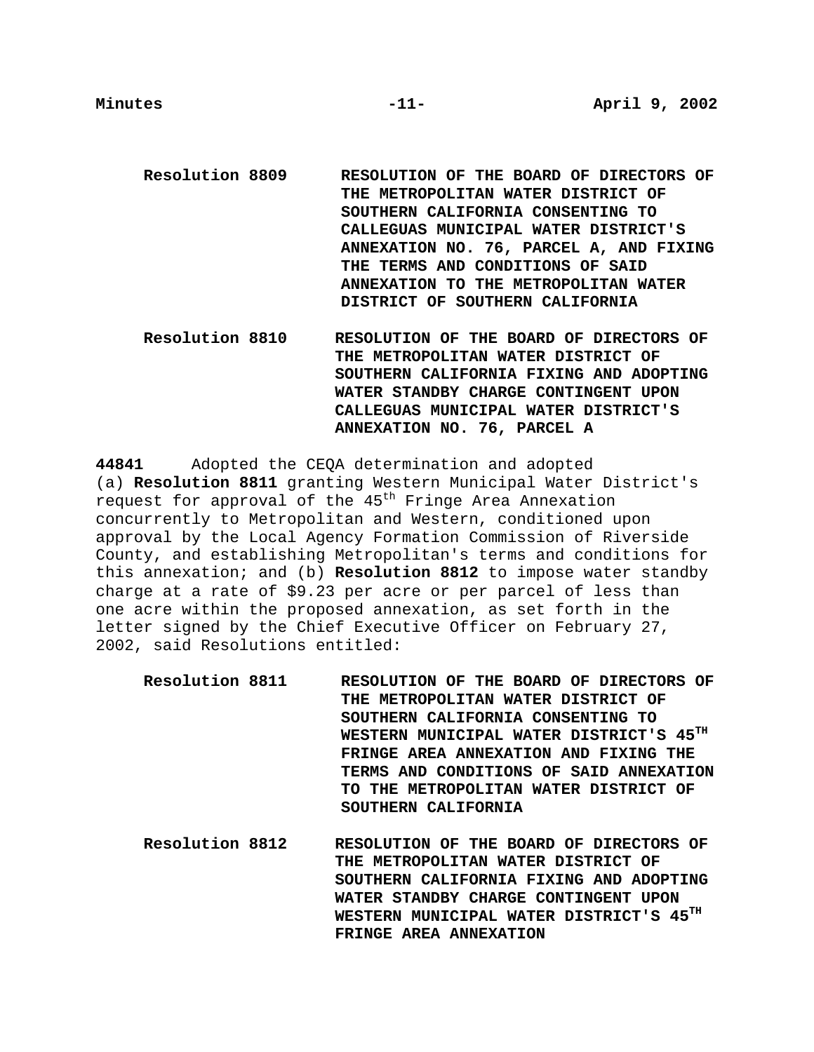**Resolution 8809** **RESOLUTION OF THE BOARD OF DIRECTORS OF THE METROPOLITAN WATER DISTRICT OF SOUTHERN CALIFORNIA CONSENTING TO CALLEGUAS MUNICIPAL WATER DISTRICT'S ANNEXATION NO. 76, PARCEL A, AND FIXING THE TERMS AND CONDITIONS OF SAID ANNEXATION TO THE METROPOLITAN WATER DISTRICT OF SOUTHERN CALIFORNIA**

**Resolution 8810** **RESOLUTION OF THE BOARD OF DIRECTORS OF THE METROPOLITAN WATER DISTRICT OF SOUTHERN CALIFORNIA FIXING AND ADOPTING WATER STANDBY CHARGE CONTINGENT UPON CALLEGUAS MUNICIPAL WATER DISTRICT'S ANNEXATION NO. 76, PARCEL A**

**44841** Adopted the CEQA determination and adopted (a) **Resolution 8811** granting Western Municipal Water District's request for approval of the 45th Fringe Area Annexation concurrently to Metropolitan and Western, conditioned upon approval by the Local Agency Formation Commission of Riverside County, and establishing Metropolitan's terms and conditions for this annexation; and (b) **Resolution 8812** to impose water standby charge at a rate of $9.23 per acre or per parcel of less than one acre within the proposed annexation, as set forth in the letter signed by the Chief Executive Officer on February 27, 2002, said Resolutions entitled:

**Resolution 8811** **RESOLUTION OF THE BOARD OF DIRECTORS OF THE METROPOLITAN WATER DISTRICT OF SOUTHERN CALIFORNIA CONSENTING TO WESTERN MUNICIPAL WATER DISTRICT'S 45TH FRINGE AREA ANNEXATION AND FIXING THE TERMS AND CONDITIONS OF SAID ANNEXATION TO THE METROPOLITAN WATER DISTRICT OF SOUTHERN CALIFORNIA**

**Resolution 8812** **RESOLUTION OF THE BOARD OF DIRECTORS OF THE METROPOLITAN WATER DISTRICT OF SOUTHERN CALIFORNIA FIXING AND ADOPTING WATER STANDBY CHARGE CONTINGENT UPON WESTERN MUNICIPAL WATER DISTRICT'S 45TH FRINGE AREA ANNEXATION**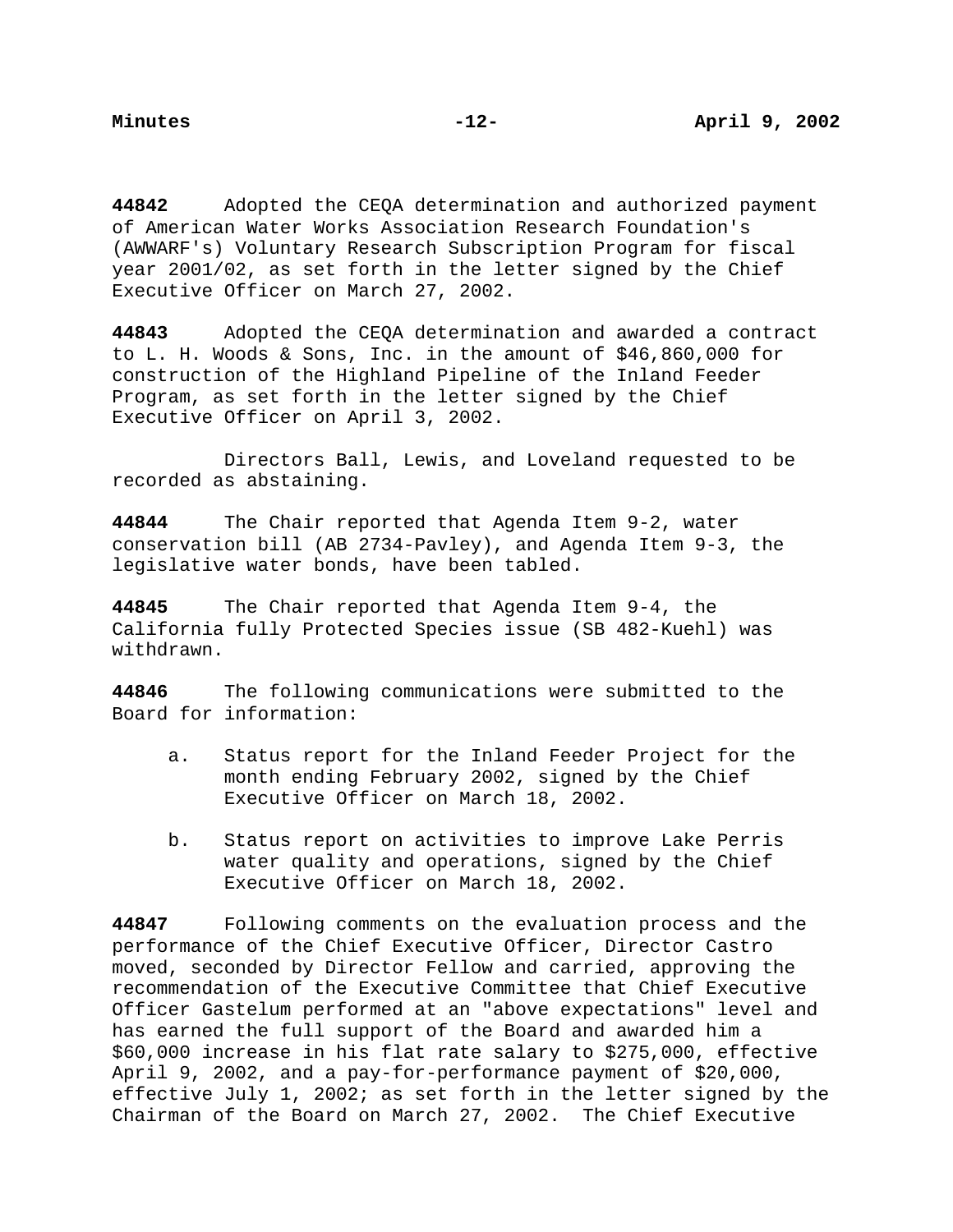**44842** Adopted the CEQA determination and authorized payment of American Water Works Association Research Foundation's (AWWARF's) Voluntary Research Subscription Program for fiscal year 2001/02, as set forth in the letter signed by the Chief Executive Officer on March 27, 2002.

**44843** Adopted the CEQA determination and awarded a contract to L. H. Woods & Sons, Inc. in the amount of $46,860,000 for construction of the Highland Pipeline of the Inland Feeder Program, as set forth in the letter signed by the Chief Executive Officer on April 3, 2002.

Directors Ball, Lewis, and Loveland requested to be recorded as abstaining.

**44844** The Chair reported that Agenda Item 9-2, water conservation bill (AB 2734-Pavley), and Agenda Item 9-3, the legislative water bonds, have been tabled.

**44845** The Chair reported that Agenda Item 9-4, the California fully Protected Species issue (SB 482-Kuehl) was withdrawn.

**44846** The following communications were submitted to the Board for information:

a. Status report for the Inland Feeder Project for the month ending February 2002, signed by the Chief Executive Officer on March 18, 2002.

b. Status report on activities to improve Lake Perris water quality and operations, signed by the Chief Executive Officer on March 18, 2002.

**44847** Following comments on the evaluation process and the performance of the Chief Executive Officer, Director Castro moved, seconded by Director Fellow and carried, approving the recommendation of the Executive Committee that Chief Executive Officer Gastelum performed at an "above expectations" level and has earned the full support of the Board and awarded him a $60,000 increase in his flat rate salary to $275,000, effective April 9, 2002, and a pay-for-performance payment of $20,000, effective July 1, 2002; as set forth in the letter signed by the Chairman of the Board on March 27, 2002. The Chief Executive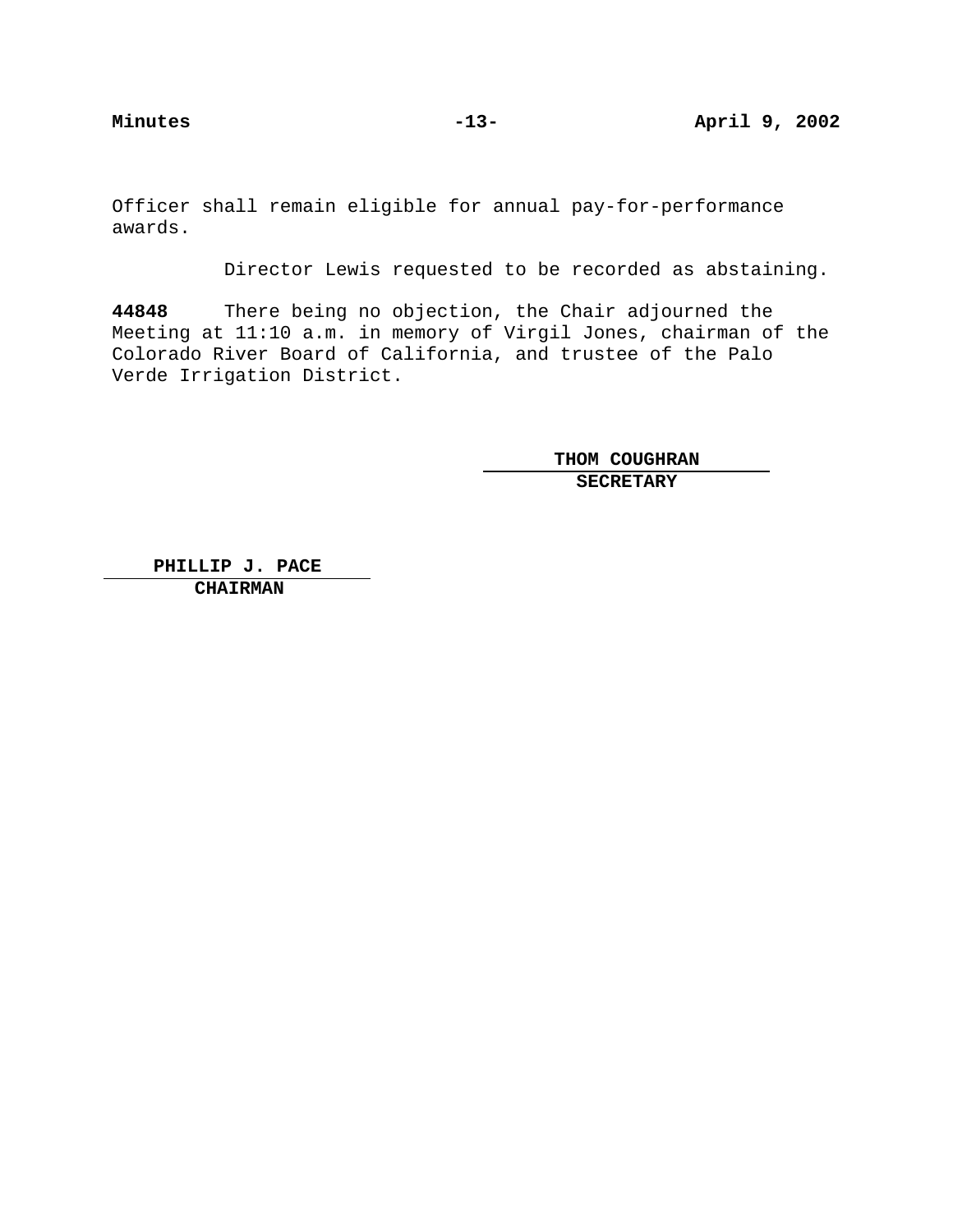Officer shall remain eligible for annual pay-for-performance awards.

Director Lewis requested to be recorded as abstaining.

**44848** There being no objection, the Chair adjourned the Meeting at 11:10 a.m. in memory of Virgil Jones, chairman of the Colorado River Board of California, and trustee of the Palo Verde Irrigation District.

**THOM COUGHRAN**
**SECRETARY**

**PHILLIP J. PACE**
**CHAIRMAN**